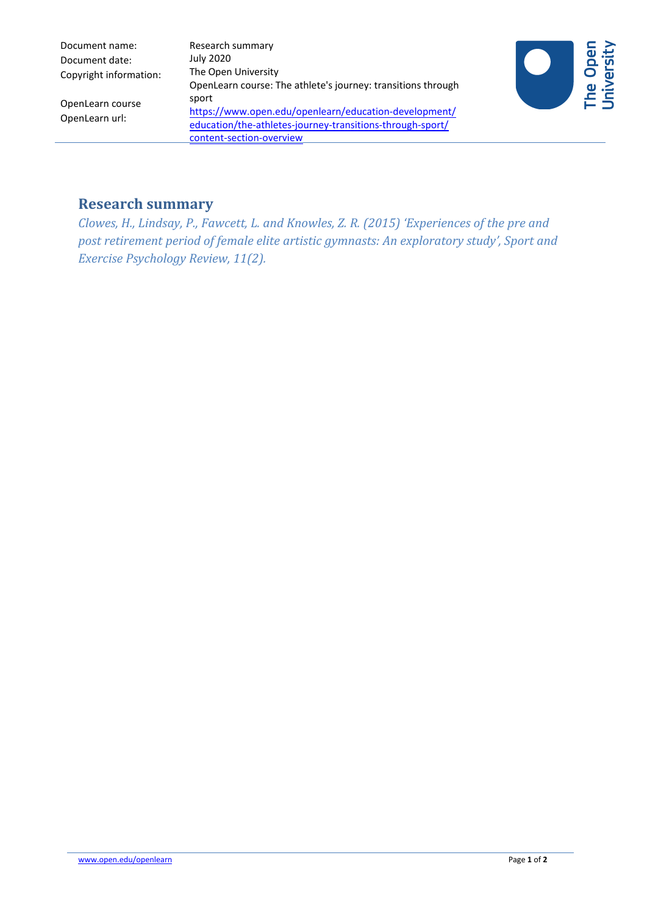| | |
|---|---|
| Document name: | Research summary |
| Document date: | July 2020 |
| Copyright information: | The Open University |
| OpenLearn course | OpenLearn course: The athlete's journey: transitions through sport |
| OpenLearn url: | https://www.open.edu/openlearn/education-development/education/the-athletes-journey-transitions-through-sport/content-section-overview |

# Research summary

*Clowes, H., Lindsay, P., Fawcett, L. and Knowles, Z. R. (2015) 'Experiences of the pre and post retirement period of female elite artistic gymnasts: An exploratory study', Sport and Exercise Psychology Review, 11(2).*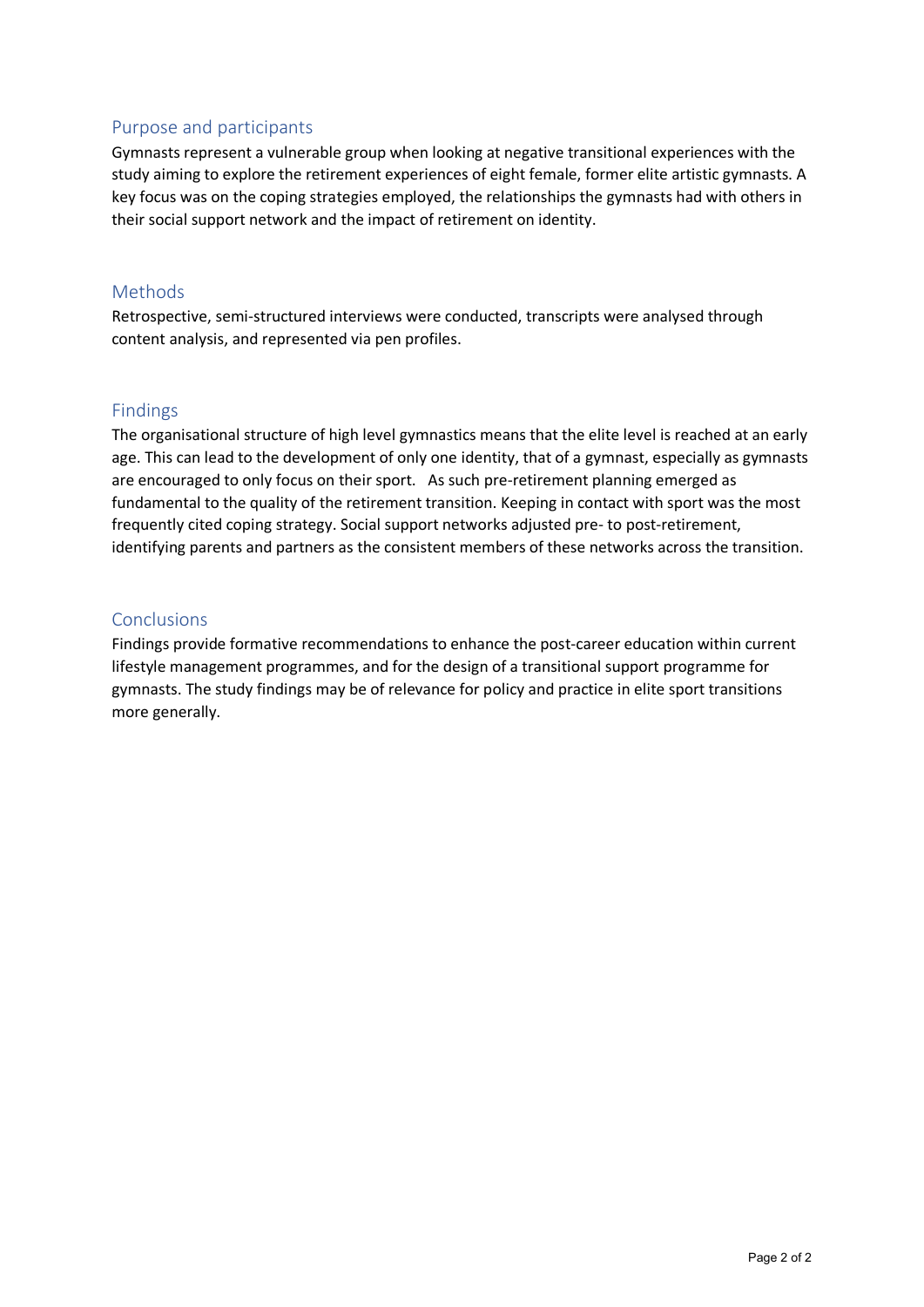## Purpose and participants

Gymnasts represent a vulnerable group when looking at negative transitional experiences with the study aiming to explore the retirement experiences of eight female, former elite artistic gymnasts. A key focus was on the coping strategies employed, the relationships the gymnasts had with others in their social support network and the impact of retirement on identity.

## Methods

Retrospective, semi-structured interviews were conducted, transcripts were analysed through content analysis, and represented via pen profiles.

## Findings

The organisational structure of high level gymnastics means that the elite level is reached at an early age. This can lead to the development of only one identity, that of a gymnast, especially as gymnasts are encouraged to only focus on their sport. As such pre-retirement planning emerged as fundamental to the quality of the retirement transition. Keeping in contact with sport was the most frequently cited coping strategy. Social support networks adjusted pre- to post-retirement, identifying parents and partners as the consistent members of these networks across the transition.

## Conclusions

Findings provide formative recommendations to enhance the post-career education within current lifestyle management programmes, and for the design of a transitional support programme for gymnasts. The study findings may be of relevance for policy and practice in elite sport transitions more generally.